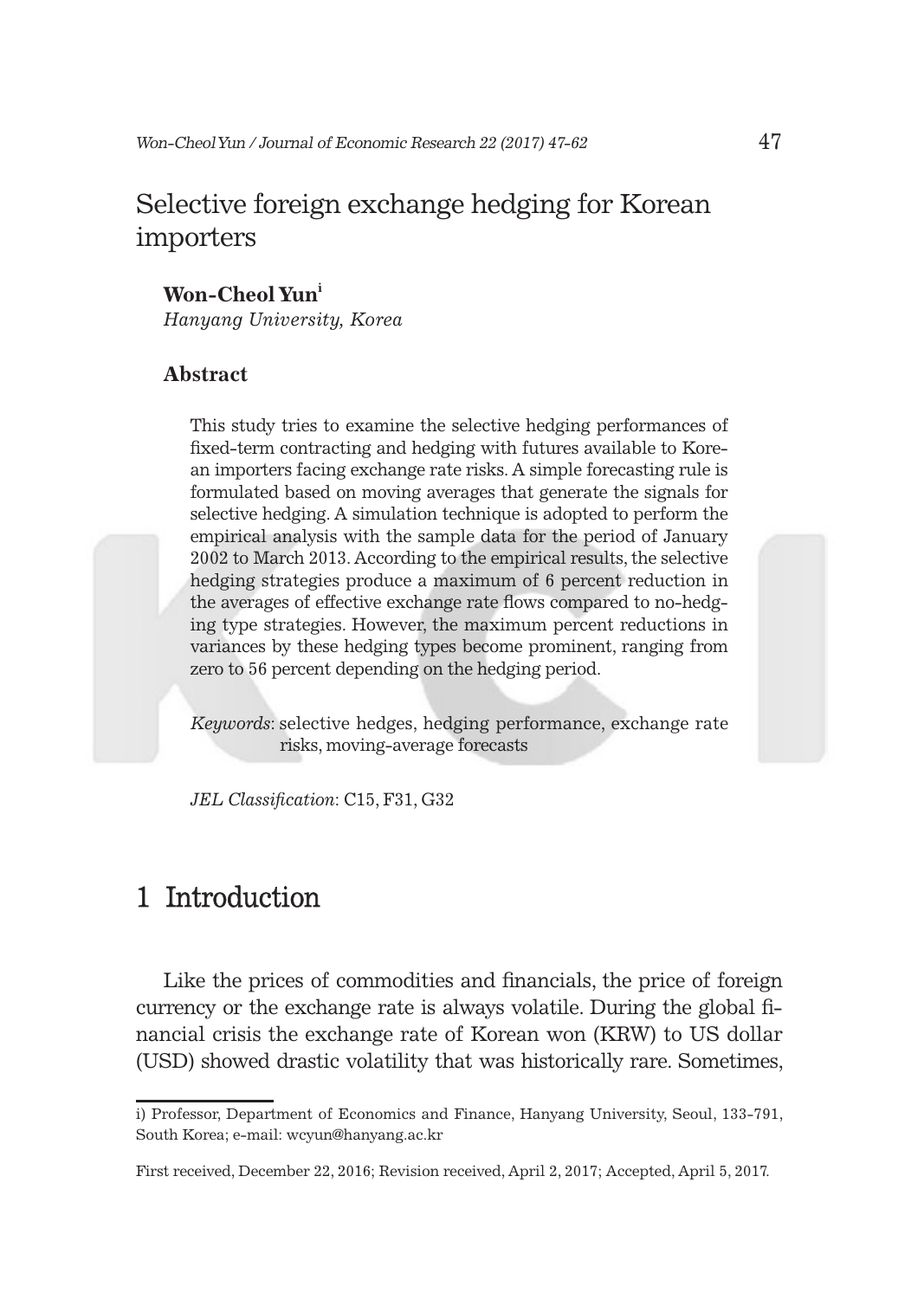# Selective foreign exchange hedging for Korean importers

**Won-Cheol Yun**[i]
*Hanyang University, Korea*

### Abstract

This study tries to examine the selective hedging performances of fixed-term contracting and hedging with futures available to Korean importers facing exchange rate risks. A simple forecasting rule is formulated based on moving averages that generate the signals for selective hedging. A simulation technique is adopted to perform the empirical analysis with the sample data for the period of January 2002 to March 2013. According to the empirical results, the selective hedging strategies produce a maximum of 6 percent reduction in the averages of effective exchange rate flows compared to no-hedging type strategies. However, the maximum percent reductions in variances by these hedging types become prominent, ranging from zero to 56 percent depending on the hedging period.

*Keywords*: selective hedges, hedging performance, exchange rate risks, moving-average forecasts

*JEL Classification*: C15, F31, G32

## 1 Introduction

Like the prices of commodities and financials, the price of foreign currency or the exchange rate is always volatile. During the global financial crisis the exchange rate of Korean won (KRW) to US dollar (USD) showed drastic volatility that was historically rare. Sometimes,

i) Professor, Department of Economics and Finance, Hanyang University, Seoul, 133-791, South Korea; e-mail: wcyun@hanyang.ac.kr

First received, December 22, 2016; Revision received, April 2, 2017; Accepted, April 5, 2017.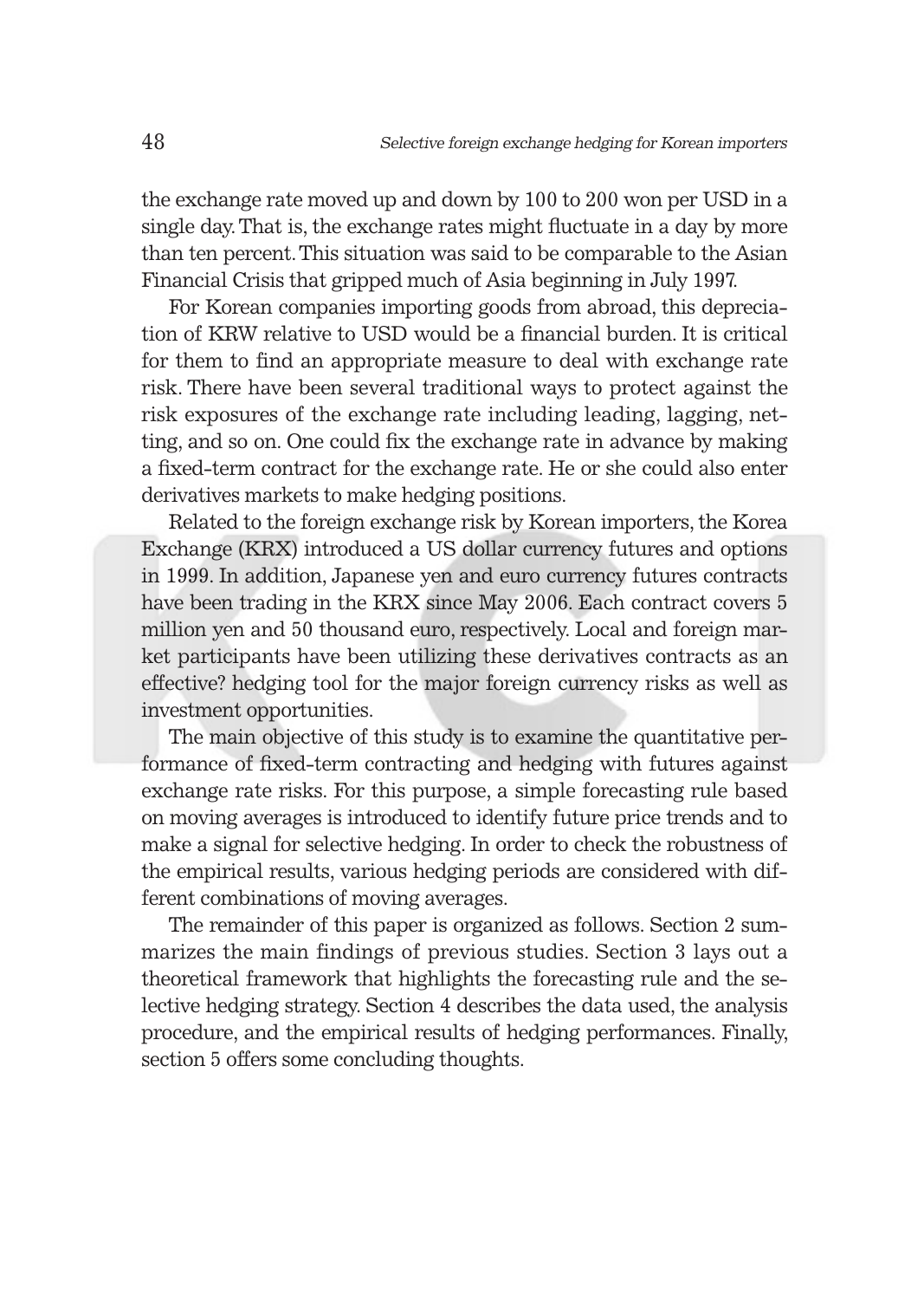the exchange rate moved up and down by 100 to 200 won per USD in a single day. That is, the exchange rates might fluctuate in a day by more than ten percent. This situation was said to be comparable to the Asian Financial Crisis that gripped much of Asia beginning in July 1997.

For Korean companies importing goods from abroad, this depreciation of KRW relative to USD would be a financial burden. It is critical for them to find an appropriate measure to deal with exchange rate risk. There have been several traditional ways to protect against the risk exposures of the exchange rate including leading, lagging, netting, and so on. One could fix the exchange rate in advance by making a fixed-term contract for the exchange rate. He or she could also enter derivatives markets to make hedging positions.

Related to the foreign exchange risk by Korean importers, the Korea Exchange (KRX) introduced a US dollar currency futures and options in 1999. In addition, Japanese yen and euro currency futures contracts have been trading in the KRX since May 2006. Each contract covers 5 million yen and 50 thousand euro, respectively. Local and foreign market participants have been utilizing these derivatives contracts as an effective? hedging tool for the major foreign currency risks as well as investment opportunities.

The main objective of this study is to examine the quantitative performance of fixed-term contracting and hedging with futures against exchange rate risks. For this purpose, a simple forecasting rule based on moving averages is introduced to identify future price trends and to make a signal for selective hedging. In order to check the robustness of the empirical results, various hedging periods are considered with different combinations of moving averages.

The remainder of this paper is organized as follows. Section 2 summarizes the main findings of previous studies. Section 3 lays out a theoretical framework that highlights the forecasting rule and the selective hedging strategy. Section 4 describes the data used, the analysis procedure, and the empirical results of hedging performances. Finally, section 5 offers some concluding thoughts.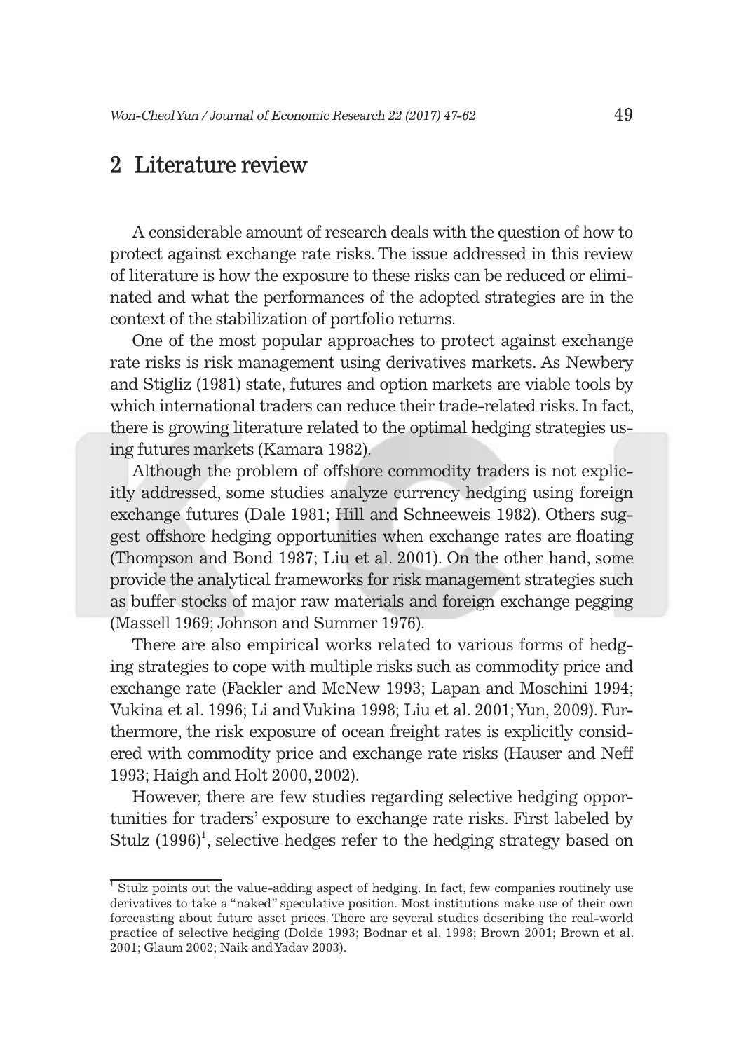## 2 Literature review

A considerable amount of research deals with the question of how to protect against exchange rate risks. The issue addressed in this review of literature is how the exposure to these risks can be reduced or eliminated and what the performances of the adopted strategies are in the context of the stabilization of portfolio returns.

One of the most popular approaches to protect against exchange rate risks is risk management using derivatives markets. As Newbery and Stigliz (1981) state, futures and option markets are viable tools by which international traders can reduce their trade-related risks. In fact, there is growing literature related to the optimal hedging strategies using futures markets (Kamara 1982).

Although the problem of offshore commodity traders is not explicitly addressed, some studies analyze currency hedging using foreign exchange futures (Dale 1981; Hill and Schneeweis 1982). Others suggest offshore hedging opportunities when exchange rates are floating (Thompson and Bond 1987; Liu et al. 2001). On the other hand, some provide the analytical frameworks for risk management strategies such as buffer stocks of major raw materials and foreign exchange pegging (Massell 1969; Johnson and Summer 1976).

There are also empirical works related to various forms of hedging strategies to cope with multiple risks such as commodity price and exchange rate (Fackler and McNew 1993; Lapan and Moschini 1994; Vukina et al. 1996; Li and Vukina 1998; Liu et al. 2001; Yun, 2009). Furthermore, the risk exposure of ocean freight rates is explicitly considered with commodity price and exchange rate risks (Hauser and Neff 1993; Haigh and Holt 2000, 2002).

However, there are few studies regarding selective hedging opportunities for traders' exposure to exchange rate risks. First labeled by Stulz (1996)[1], selective hedges refer to the hedging strategy based on

[1] Stulz points out the value-adding aspect of hedging. In fact, few companies routinely use derivatives to take a "naked" speculative position. Most institutions make use of their own forecasting about future asset prices. There are several studies describing the real-world practice of selective hedging (Dolde 1993; Bodnar et al. 1998; Brown 2001; Brown et al. 2001; Glaum 2002; Naik and Yadav 2003).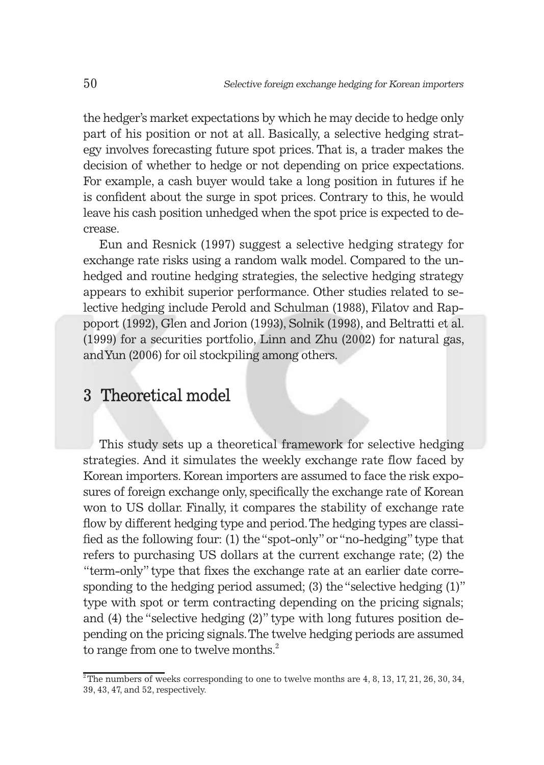the hedger's market expectations by which he may decide to hedge only part of his position or not at all. Basically, a selective hedging strategy involves forecasting future spot prices. That is, a trader makes the decision of whether to hedge or not depending on price expectations. For example, a cash buyer would take a long position in futures if he is confident about the surge in spot prices. Contrary to this, he would leave his cash position unhedged when the spot price is expected to decrease.

Eun and Resnick (1997) suggest a selective hedging strategy for exchange rate risks using a random walk model. Compared to the unhedged and routine hedging strategies, the selective hedging strategy appears to exhibit superior performance. Other studies related to selective hedging include Perold and Schulman (1988), Filatov and Rappoport (1992), Glen and Jorion (1993), Solnik (1998), and Beltratti et al. (1999) for a securities portfolio, Linn and Zhu (2002) for natural gas, and Yun (2006) for oil stockpiling among others.

## 3 Theoretical model

This study sets up a theoretical framework for selective hedging strategies. And it simulates the weekly exchange rate flow faced by Korean importers. Korean importers are assumed to face the risk exposures of foreign exchange only, specifically the exchange rate of Korean won to US dollar. Finally, it compares the stability of exchange rate flow by different hedging type and period. The hedging types are classified as the following four: (1) the "spot-only" or "no-hedging" type that refers to purchasing US dollars at the current exchange rate; (2) the "term-only" type that fixes the exchange rate at an earlier date corresponding to the hedging period assumed; (3) the "selective hedging (1)" type with spot or term contracting depending on the pricing signals; and (4) the "selective hedging (2)" type with long futures position depending on the pricing signals. The twelve hedging periods are assumed to range from one to twelve months.[2]

[2] The numbers of weeks corresponding to one to twelve months are 4, 8, 13, 17, 21, 26, 30, 34, 39, 43, 47, and 52, respectively.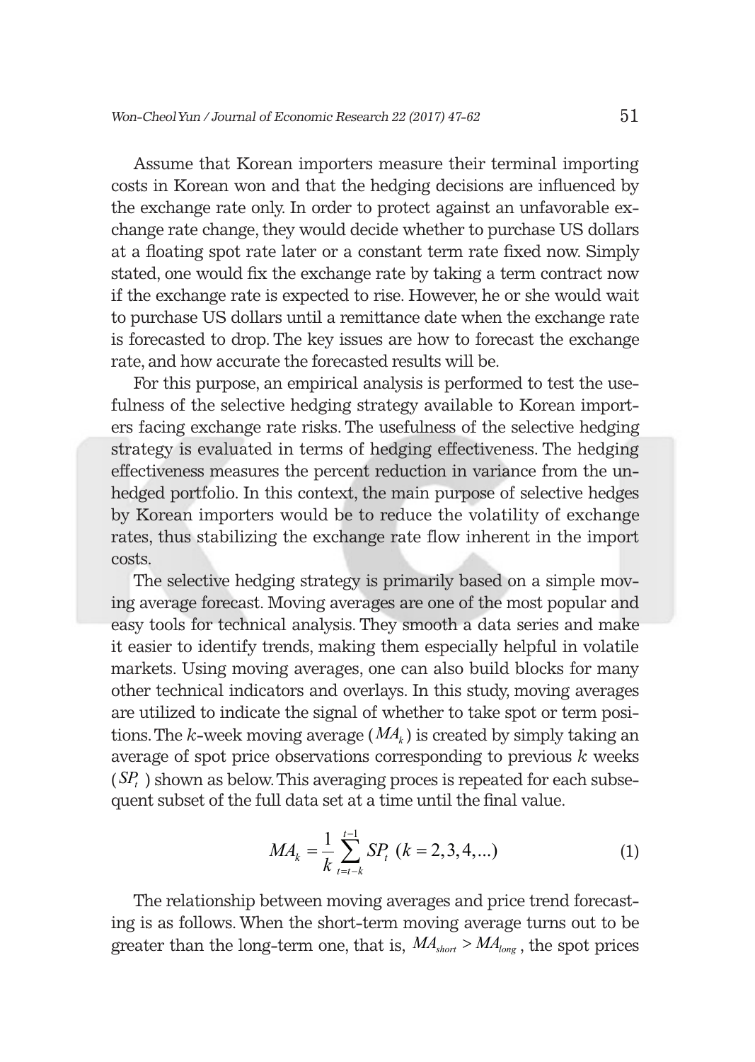Assume that Korean importers measure their terminal importing costs in Korean won and that the hedging decisions are influenced by the exchange rate only. In order to protect against an unfavorable exchange rate change, they would decide whether to purchase US dollars at a floating spot rate later or a constant term rate fixed now. Simply stated, one would fix the exchange rate by taking a term contract now if the exchange rate is expected to rise. However, he or she would wait to purchase US dollars until a remittance date when the exchange rate is forecasted to drop. The key issues are how to forecast the exchange rate, and how accurate the forecasted results will be.

For this purpose, an empirical analysis is performed to test the usefulness of the selective hedging strategy available to Korean importers facing exchange rate risks. The usefulness of the selective hedging strategy is evaluated in terms of hedging effectiveness. The hedging effectiveness measures the percent reduction in variance from the unhedged portfolio. In this context, the main purpose of selective hedges by Korean importers would be to reduce the volatility of exchange rates, thus stabilizing the exchange rate flow inherent in the import costs.

The selective hedging strategy is primarily based on a simple moving average forecast. Moving averages are one of the most popular and easy tools for technical analysis. They smooth a data series and make it easier to identify trends, making them especially helpful in volatile markets. Using moving averages, one can also build blocks for many other technical indicators and overlays. In this study, moving averages are utilized to indicate the signal of whether to take spot or term positions. The $k$-week moving average ($MA_k$) is created by simply taking an average of spot price observations corresponding to previous $k$ weeks ($SP_t$) shown as below. This averaging proces is repeated for each subsequent subset of the full data set at a time until the final value.

$$MA_k = \frac{1}{k}\sum_{t=t-k}^{t-1} SP_t \;\; (k = 2, 3, 4, ...) \tag{1}$$

The relationship between moving averages and price trend forecasting is as follows. When the short-term moving average turns out to be greater than the long-term one, that is, $MA_{short} > MA_{long}$, the spot prices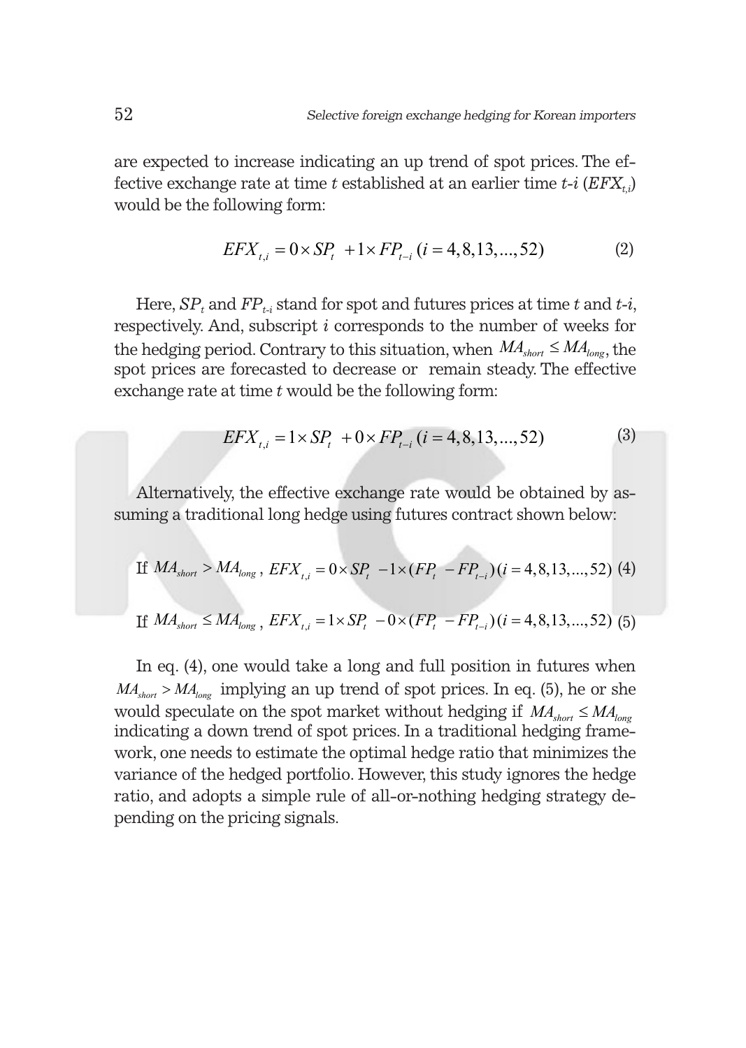are expected to increase indicating an up trend of spot prices. The effective exchange rate at time $t$ established at an earlier time $t$-$i$ ($EFX_{t,i}$) would be the following form:

$$EFX_{t,i} = 0 \times SP_t + 1 \times FP_{t-i} \; (i = 4, 8, 13, ..., 52) \tag{2}$$

Here, $SP_t$ and $FP_{t-i}$ stand for spot and futures prices at time $t$ and $t$-$i$, respectively. And, subscript $i$ corresponds to the number of weeks for the hedging period. Contrary to this situation, when $MA_{short} \leq MA_{long}$, the spot prices are forecasted to decrease or remain steady. The effective exchange rate at time $t$ would be the following form:

$$EFX_{t,i} = 1 \times SP_t + 0 \times FP_{t-i} \; (i = 4, 8, 13, ..., 52) \tag{3}$$

Alternatively, the effective exchange rate would be obtained by assuming a traditional long hedge using futures contract shown below:

$$\text{If } MA_{short} > MA_{long}, \; EFX_{t,i} = 0 \times SP_t - 1 \times (FP_t - FP_{t-i}) \, (i = 4, 8, 13, ..., 52) \tag{4}$$

$$\text{If } MA_{short} \leq MA_{long}, \; EFX_{t,i} = 1 \times SP_t - 0 \times (FP_t - FP_{t-i}) \, (i = 4, 8, 13, ..., 52) \tag{5}$$

In eq. (4), one would take a long and full position in futures when $MA_{short} > MA_{long}$ implying an up trend of spot prices. In eq. (5), he or she would speculate on the spot market without hedging if $MA_{short} \leq MA_{long}$ indicating a down trend of spot prices. In a traditional hedging framework, one needs to estimate the optimal hedge ratio that minimizes the variance of the hedged portfolio. However, this study ignores the hedge ratio, and adopts a simple rule of all-or-nothing hedging strategy depending on the pricing signals.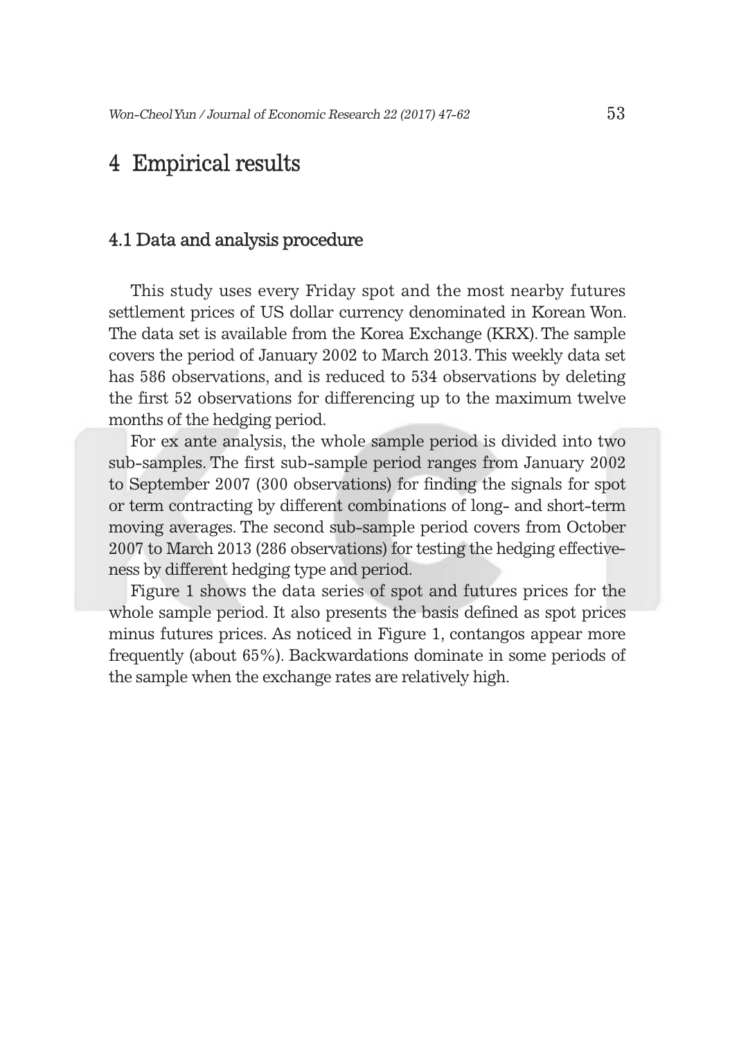# 4 Empirical results

## 4.1 Data and analysis procedure

This study uses every Friday spot and the most nearby futures settlement prices of US dollar currency denominated in Korean Won. The data set is available from the Korea Exchange (KRX). The sample covers the period of January 2002 to March 2013. This weekly data set has 586 observations, and is reduced to 534 observations by deleting the first 52 observations for differencing up to the maximum twelve months of the hedging period.

For ex ante analysis, the whole sample period is divided into two sub-samples. The first sub-sample period ranges from January 2002 to September 2007 (300 observations) for finding the signals for spot or term contracting by different combinations of long- and short-term moving averages. The second sub-sample period covers from October 2007 to March 2013 (286 observations) for testing the hedging effectiveness by different hedging type and period.

Figure 1 shows the data series of spot and futures prices for the whole sample period. It also presents the basis defined as spot prices minus futures prices. As noticed in Figure 1, contangos appear more frequently (about 65%). Backwardations dominate in some periods of the sample when the exchange rates are relatively high.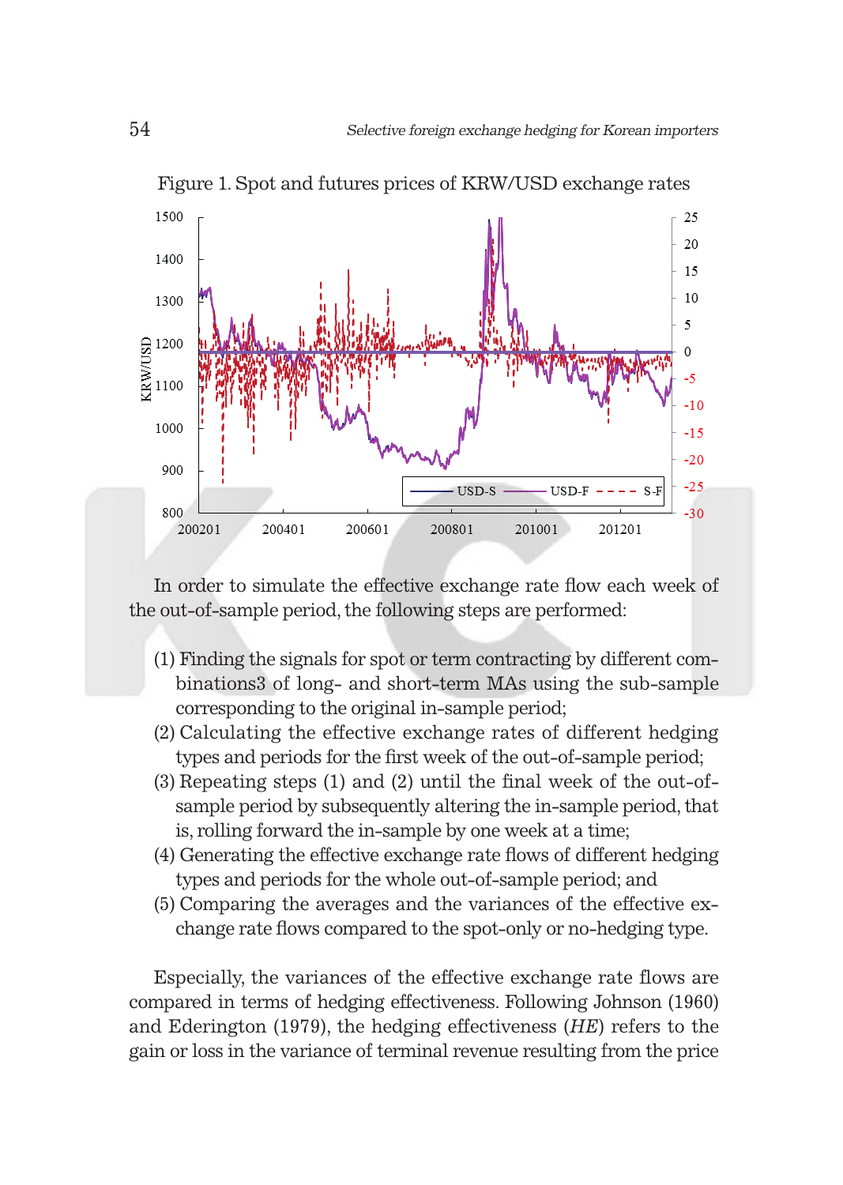Figure 1. Spot and futures prices of KRW/USD exchange rates

In order to simulate the effective exchange rate flow each week of the out-of-sample period, the following steps are performed:

(1) Finding the signals for spot or term contracting by different combinations3 of long- and short-term MAs using the sub-sample corresponding to the original in-sample period;
(2) Calculating the effective exchange rates of different hedging types and periods for the first week of the out-of-sample period;
(3) Repeating steps (1) and (2) until the final week of the out-of-sample period by subsequently altering the in-sample period, that is, rolling forward the in-sample by one week at a time;
(4) Generating the effective exchange rate flows of different hedging types and periods for the whole out-of-sample period; and
(5) Comparing the averages and the variances of the effective exchange rate flows compared to the spot-only or no-hedging type.

Especially, the variances of the effective exchange rate flows are compared in terms of hedging effectiveness. Following Johnson (1960) and Ederington (1979), the hedging effectiveness (*HE*) refers to the gain or loss in the variance of terminal revenue resulting from the price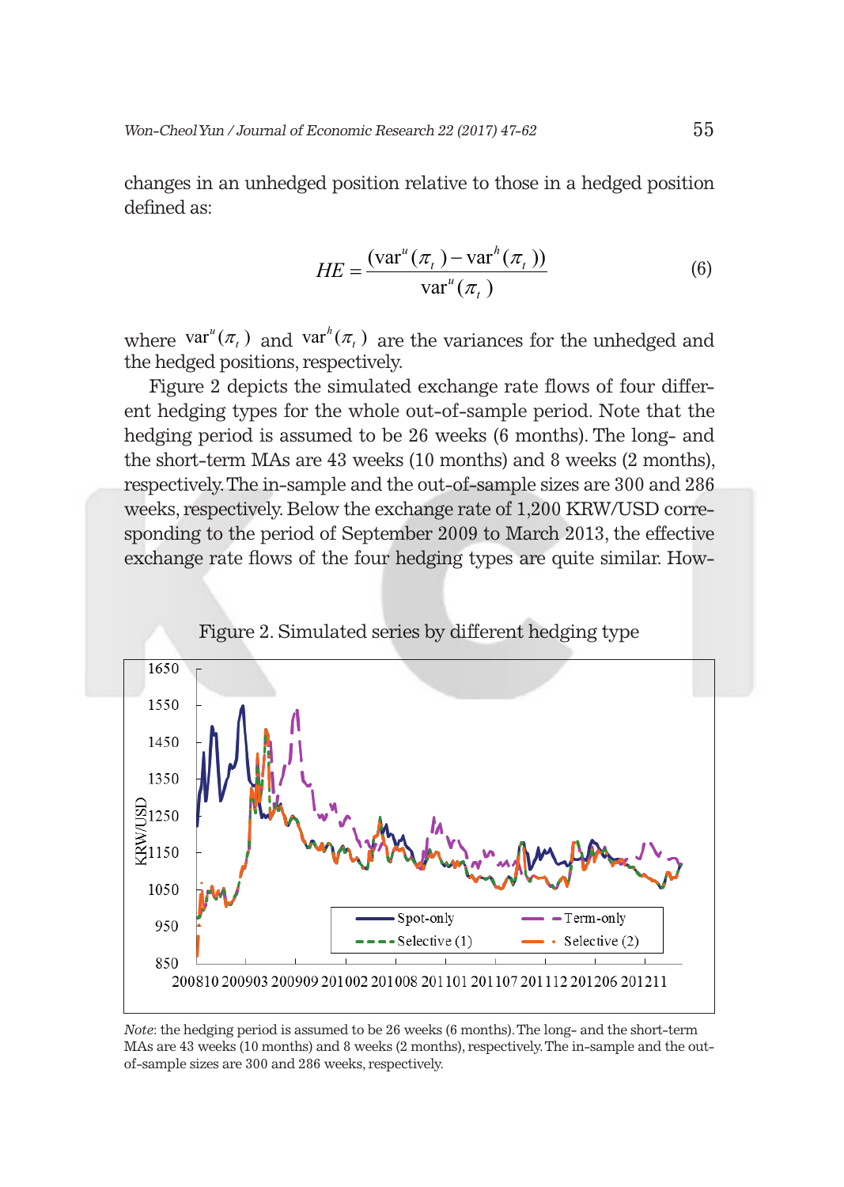changes in an unhedged position relative to those in a hedged position defined as:

$$HE = \frac{(\text{var}^u(\pi_t) - \text{var}^h(\pi_t))}{\text{var}^u(\pi_t)} \tag{6}$$

where $\text{var}^u(\pi_t)$ and $\text{var}^h(\pi_t)$ are the variances for the unhedged and the hedged positions, respectively.

Figure 2 depicts the simulated exchange rate flows of four different hedging types for the whole out-of-sample period. Note that the hedging period is assumed to be 26 weeks (6 months). The long- and the short-term MAs are 43 weeks (10 months) and 8 weeks (2 months), respectively. The in-sample and the out-of-sample sizes are 300 and 286 weeks, respectively. Below the exchange rate of 1,200 KRW/USD corresponding to the period of September 2009 to March 2013, the effective exchange rate flows of the four hedging types are quite similar. How-

Figure 2. Simulated series by different hedging type

*Note*: the hedging period is assumed to be 26 weeks (6 months). The long- and the short-term MAs are 43 weeks (10 months) and 8 weeks (2 months), respectively. The in-sample and the out-of-sample sizes are 300 and 286 weeks, respectively.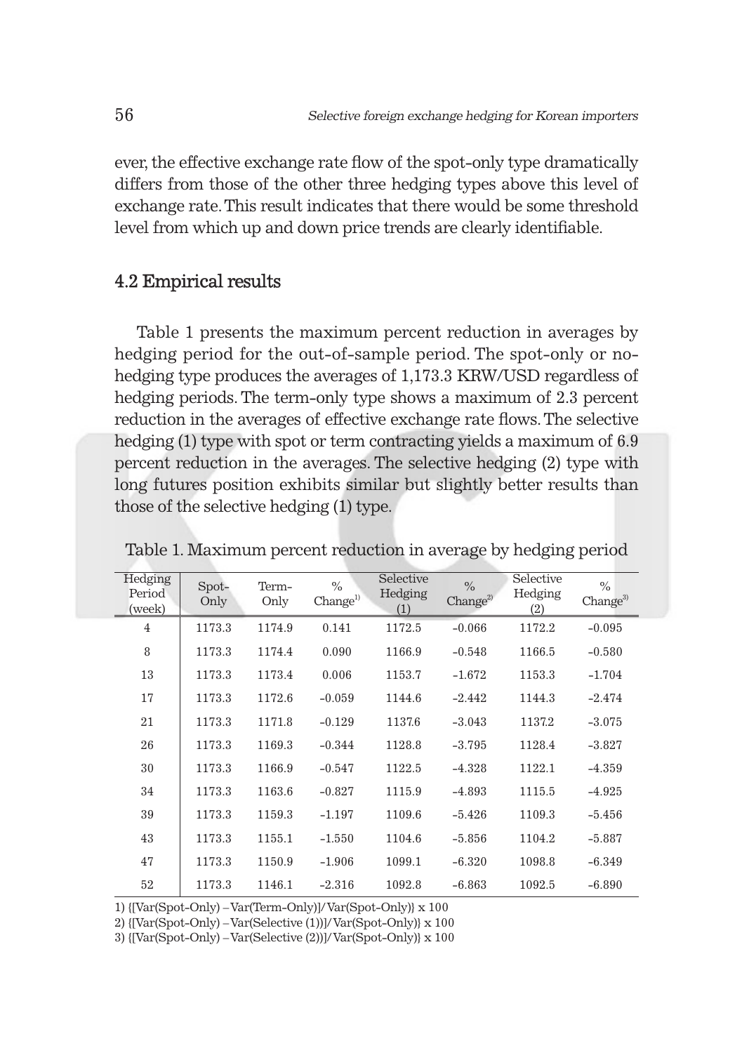ever, the effective exchange rate flow of the spot-only type dramatically differs from those of the other three hedging types above this level of exchange rate. This result indicates that there would be some threshold level from which up and down price trends are clearly identifiable.

## 4.2 Empirical results

Table 1 presents the maximum percent reduction in averages by hedging period for the out-of-sample period. The spot-only or no-hedging type produces the averages of 1,173.3 KRW/USD regardless of hedging periods. The term-only type shows a maximum of 2.3 percent reduction in the averages of effective exchange rate flows. The selective hedging (1) type with spot or term contracting yields a maximum of 6.9 percent reduction in the averages. The selective hedging (2) type with long futures position exhibits similar but slightly better results than those of the selective hedging (1) type.

Table 1. Maximum percent reduction in average by hedging period

| Hedging Period (week) | Spot-Only | Term-Only | % Change[1] | Selective Hedging (1) | % Change[2] | Selective Hedging (2) | % Change[3] |
|---|---|---|---|---|---|---|---|
| 4 | 1173.3 | 1174.9 | 0.141 | 1172.5 | –0.066 | 1172.2 | –0.095 |
| 8 | 1173.3 | 1174.4 | 0.090 | 1166.9 | –0.548 | 1166.5 | –0.580 |
| 13 | 1173.3 | 1173.4 | 0.006 | 1153.7 | –1.672 | 1153.3 | –1.704 |
| 17 | 1173.3 | 1172.6 | –0.059 | 1144.6 | –2.442 | 1144.3 | –2.474 |
| 21 | 1173.3 | 1171.8 | –0.129 | 1137.6 | –3.043 | 1137.2 | –3.075 |
| 26 | 1173.3 | 1169.3 | –0.344 | 1128.8 | –3.795 | 1128.4 | –3.827 |
| 30 | 1173.3 | 1166.9 | –0.547 | 1122.5 | –4.328 | 1122.1 | –4.359 |
| 34 | 1173.3 | 1163.6 | –0.827 | 1115.9 | –4.893 | 1115.5 | –4.925 |
| 39 | 1173.3 | 1159.3 | –1.197 | 1109.6 | –5.426 | 1109.3 | –5.456 |
| 43 | 1173.3 | 1155.1 | –1.550 | 1104.6 | –5.856 | 1104.2 | –5.887 |
| 47 | 1173.3 | 1150.9 | –1.906 | 1099.1 | –6.320 | 1098.8 | –6.349 |
| 52 | 1173.3 | 1146.1 | –2.316 | 1092.8 | –6.863 | 1092.5 | –6.890 |

1) {[Var(Spot-Only) – Var(Term-Only)]/Var(Spot-Only)} x 100

2) {[Var(Spot-Only) – Var(Selective (1))]/Var(Spot-Only)} x 100

3) {[Var(Spot-Only) – Var(Selective (2))]/Var(Spot-Only)} x 100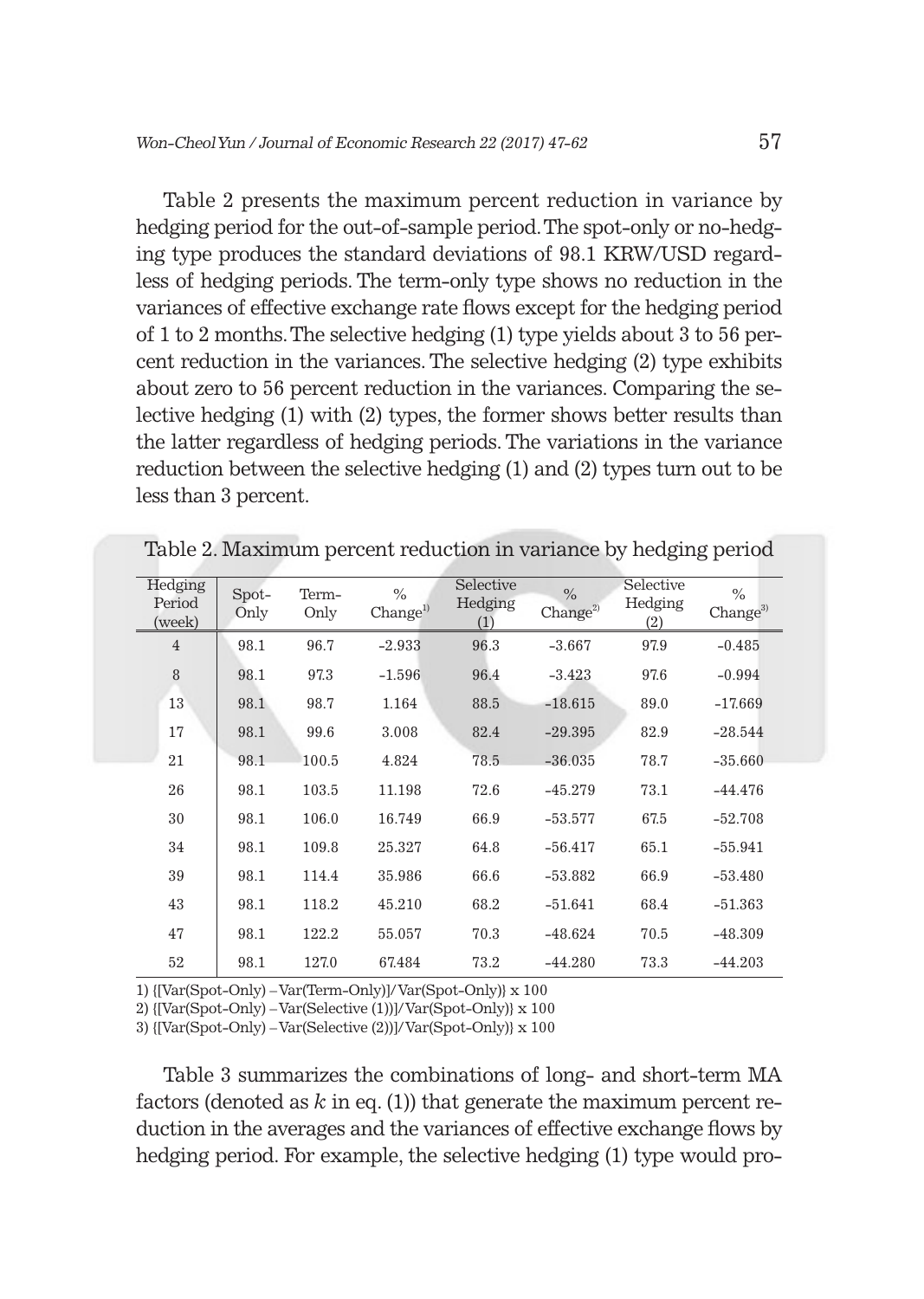Table 2 presents the maximum percent reduction in variance by hedging period for the out-of-sample period. The spot-only or no-hedging type produces the standard deviations of 98.1 KRW/USD regardless of hedging periods. The term-only type shows no reduction in the variances of effective exchange rate flows except for the hedging period of 1 to 2 months. The selective hedging (1) type yields about 3 to 56 percent reduction in the variances. The selective hedging (2) type exhibits about zero to 56 percent reduction in the variances. Comparing the selective hedging (1) with (2) types, the former shows better results than the latter regardless of hedging periods. The variations in the variance reduction between the selective hedging (1) and (2) types turn out to be less than 3 percent.

Table 2. Maximum percent reduction in variance by hedging period

| Hedging Period (week) | Spot-Only | Term-Only | % Change[1] | Selective Hedging (1) | % Change[2] | Selective Hedging (2) | % Change[3] |
|---|---|---|---|---|---|---|---|
| 4 | 98.1 | 96.7 | -2.933 | 96.3 | -3.667 | 97.9 | -0.485 |
| 8 | 98.1 | 97.3 | -1.596 | 96.4 | -3.423 | 97.6 | -0.994 |
| 13 | 98.1 | 98.7 | 1.164 | 88.5 | -18.615 | 89.0 | -17.669 |
| 17 | 98.1 | 99.6 | 3.008 | 82.4 | -29.395 | 82.9 | -28.544 |
| 21 | 98.1 | 100.5 | 4.824 | 78.5 | -36.035 | 78.7 | -35.660 |
| 26 | 98.1 | 103.5 | 11.198 | 72.6 | -45.279 | 73.1 | -44.476 |
| 30 | 98.1 | 106.0 | 16.749 | 66.9 | -53.577 | 67.5 | -52.708 |
| 34 | 98.1 | 109.8 | 25.327 | 64.8 | -56.417 | 65.1 | -55.941 |
| 39 | 98.1 | 114.4 | 35.986 | 66.6 | -53.882 | 66.9 | -53.480 |
| 43 | 98.1 | 118.2 | 45.210 | 68.2 | -51.641 | 68.4 | -51.363 |
| 47 | 98.1 | 122.2 | 55.057 | 70.3 | -48.624 | 70.5 | -48.309 |
| 52 | 98.1 | 127.0 | 67.484 | 73.2 | -44.280 | 73.3 | -44.203 |

1) {[Var(Spot-Only) – Var(Term-Only)]/Var(Spot-Only)} x 100
2) {[Var(Spot-Only) – Var(Selective (1))]/Var(Spot-Only)} x 100
3) {[Var(Spot-Only) – Var(Selective (2))]/Var(Spot-Only)} x 100

Table 3 summarizes the combinations of long- and short-term MA factors (denoted as $k$ in eq. (1)) that generate the maximum percent reduction in the averages and the variances of effective exchange flows by hedging period. For example, the selective hedging (1) type would pro-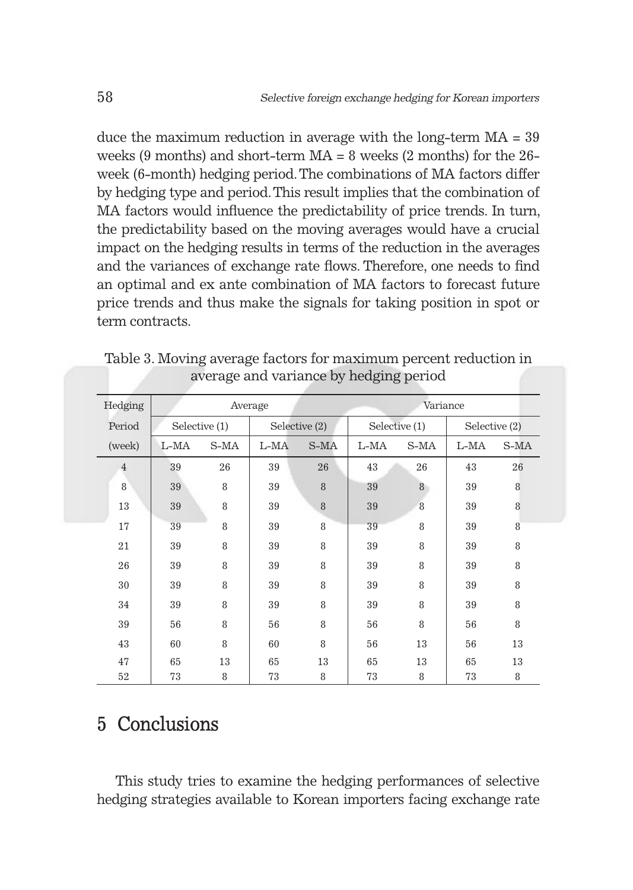duce the maximum reduction in average with the long-term MA = 39 weeks (9 months) and short-term MA = 8 weeks (2 months) for the 26-week (6-month) hedging period. The combinations of MA factors differ by hedging type and period. This result implies that the combination of MA factors would influence the predictability of price trends. In turn, the predictability based on the moving averages would have a crucial impact on the hedging results in terms of the reduction in the averages and the variances of exchange rate flows. Therefore, one needs to find an optimal and ex ante combination of MA factors to forecast future price trends and thus make the signals for taking position in spot or term contracts.

Table 3. Moving average factors for maximum percent reduction in average and variance by hedging period

| Hedging | Average | | | | Variance | | | |
|---|---|---|---|---|---|---|---|---|
| Period | Selective (1) | | Selective (2) | | Selective (1) | | Selective (2) | |
| (week) | L-MA | S-MA | L-MA | S-MA | L-MA | S-MA | L-MA | S-MA |
| 4 | 39 | 26 | 39 | 26 | 43 | 26 | 43 | 26 |
| 8 | 39 | 8 | 39 | 8 | 39 | 8 | 39 | 8 |
| 13 | 39 | 8 | 39 | 8 | 39 | 8 | 39 | 8 |
| 17 | 39 | 8 | 39 | 8 | 39 | 8 | 39 | 8 |
| 21 | 39 | 8 | 39 | 8 | 39 | 8 | 39 | 8 |
| 26 | 39 | 8 | 39 | 8 | 39 | 8 | 39 | 8 |
| 30 | 39 | 8 | 39 | 8 | 39 | 8 | 39 | 8 |
| 34 | 39 | 8 | 39 | 8 | 39 | 8 | 39 | 8 |
| 39 | 56 | 8 | 56 | 8 | 56 | 8 | 56 | 8 |
| 43 | 60 | 8 | 60 | 8 | 56 | 13 | 56 | 13 |
| 47 | 65 | 13 | 65 | 13 | 65 | 13 | 65 | 13 |
| 52 | 73 | 8 | 73 | 8 | 73 | 8 | 73 | 8 |

## 5 Conclusions

This study tries to examine the hedging performances of selective hedging strategies available to Korean importers facing exchange rate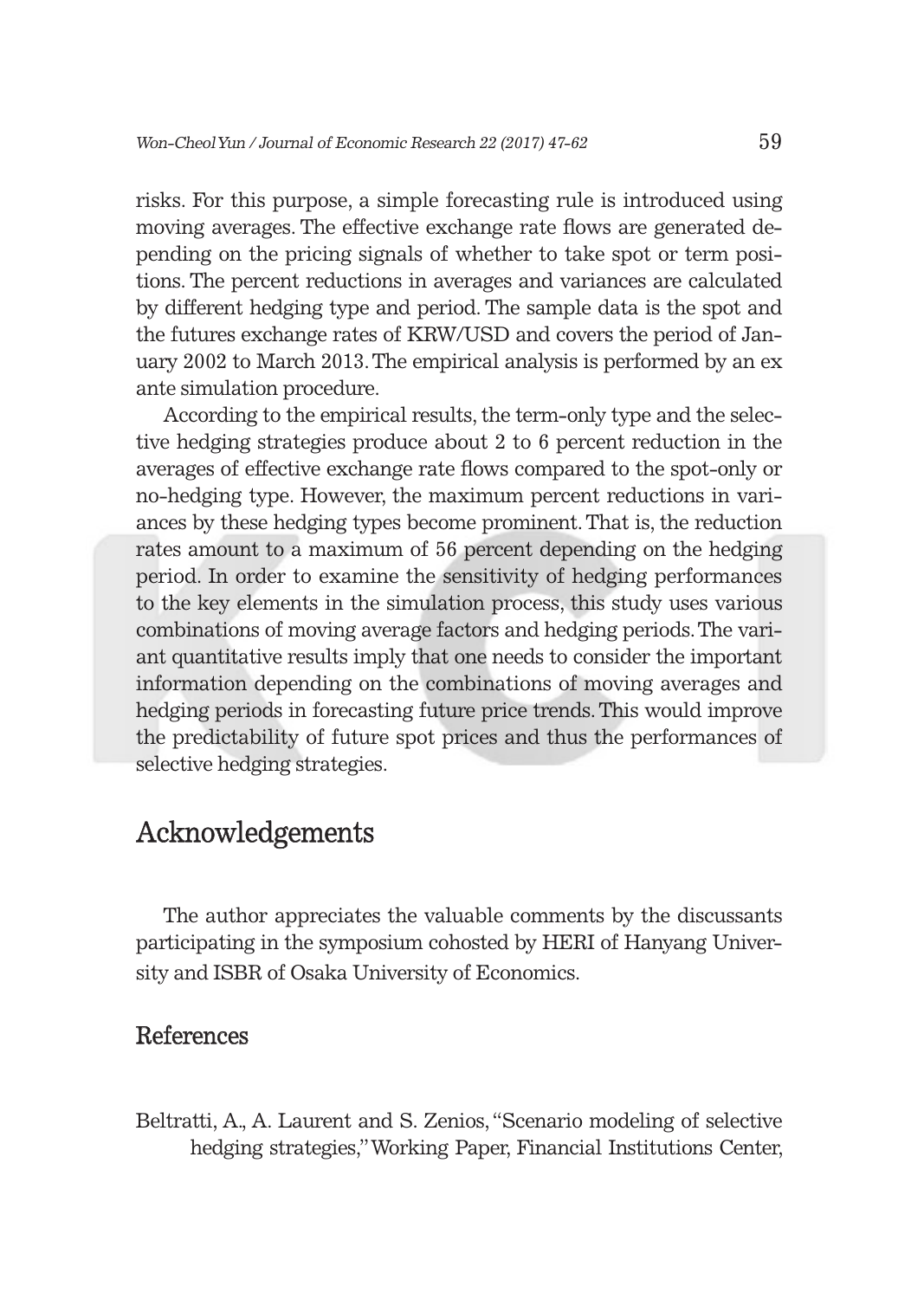risks. For this purpose, a simple forecasting rule is introduced using moving averages. The effective exchange rate flows are generated depending on the pricing signals of whether to take spot or term positions. The percent reductions in averages and variances are calculated by different hedging type and period. The sample data is the spot and the futures exchange rates of KRW/USD and covers the period of January 2002 to March 2013. The empirical analysis is performed by an ex ante simulation procedure.

According to the empirical results, the term-only type and the selective hedging strategies produce about 2 to 6 percent reduction in the averages of effective exchange rate flows compared to the spot-only or no-hedging type. However, the maximum percent reductions in variances by these hedging types become prominent. That is, the reduction rates amount to a maximum of 56 percent depending on the hedging period. In order to examine the sensitivity of hedging performances to the key elements in the simulation process, this study uses various combinations of moving average factors and hedging periods. The variant quantitative results imply that one needs to consider the important information depending on the combinations of moving averages and hedging periods in forecasting future price trends. This would improve the predictability of future spot prices and thus the performances of selective hedging strategies.

# Acknowledgements

The author appreciates the valuable comments by the discussants participating in the symposium cohosted by HERI of Hanyang University and ISBR of Osaka University of Economics.

## References

Beltratti, A., A. Laurent and S. Zenios, "Scenario modeling of selective hedging strategies," Working Paper, Financial Institutions Center,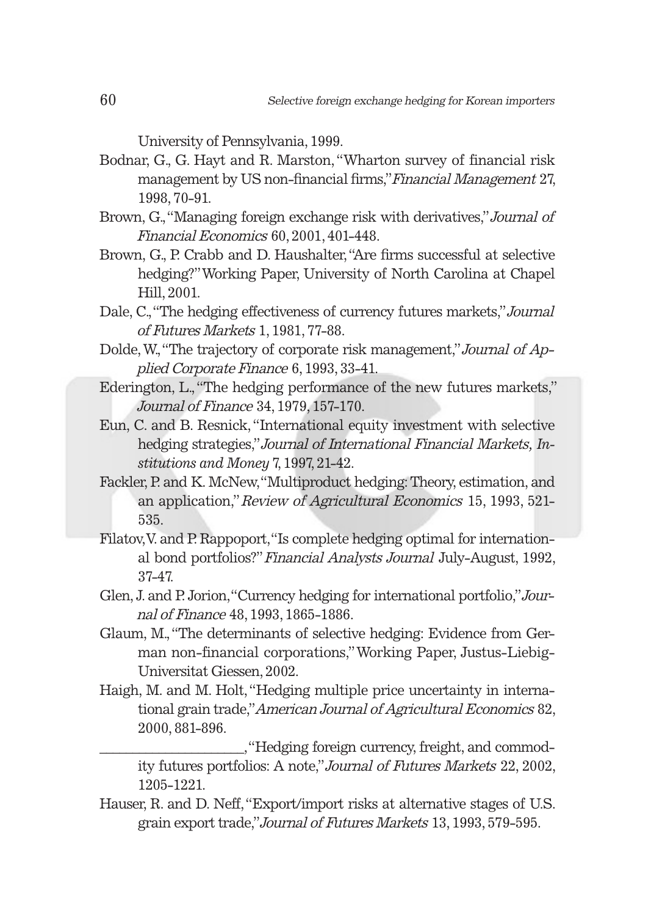University of Pennsylvania, 1999.

Bodnar, G., G. Hayt and R. Marston, "Wharton survey of financial risk management by US non-financial firms," *Financial Management* 27, 1998, 70-91.

Brown, G., "Managing foreign exchange risk with derivatives," *Journal of Financial Economics* 60, 2001, 401-448.

Brown, G., P. Crabb and D. Haushalter, "Are firms successful at selective hedging?" Working Paper, University of North Carolina at Chapel Hill, 2001.

Dale, C., "The hedging effectiveness of currency futures markets," *Journal of Futures Markets* 1, 1981, 77-88.

Dolde, W., "The trajectory of corporate risk management," *Journal of Applied Corporate Finance* 6, 1993, 33-41.

Ederington, L., "The hedging performance of the new futures markets," *Journal of Finance* 34, 1979, 157-170.

Eun, C. and B. Resnick, "International equity investment with selective hedging strategies," *Journal of International Financial Markets, Institutions and Money* 7, 1997, 21-42.

Fackler, P. and K. McNew, "Multiproduct hedging: Theory, estimation, and an application," *Review of Agricultural Economics* 15, 1993, 521-535.

Filatov, V. and P. Rappoport, "Is complete hedging optimal for international bond portfolios?" *Financial Analysts Journal* July-August, 1992, 37-47.

Glen, J. and P. Jorion, "Currency hedging for international portfolio," *Journal of Finance* 48, 1993, 1865-1886.

Glaum, M., "The determinants of selective hedging: Evidence from German non-financial corporations," Working Paper, Justus-Liebig-Universitat Giessen, 2002.

Haigh, M. and M. Holt, "Hedging multiple price uncertainty in international grain trade," *American Journal of Agricultural Economics* 82, 2000, 881-896.

\_\_\_\_\_\_\_\_\_\_\_\_\_\_\_\_\_\_\_\_, "Hedging foreign currency, freight, and commodity futures portfolios: A note," *Journal of Futures Markets* 22, 2002, 1205-1221.

Hauser, R. and D. Neff, "Export/import risks at alternative stages of U.S. grain export trade," *Journal of Futures Markets* 13, 1993, 579-595.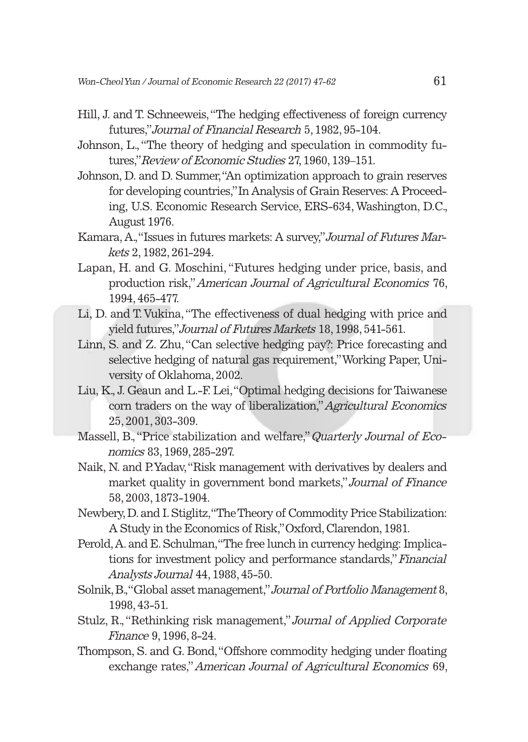Hill, J. and T. Schneeweis, "The hedging effectiveness of foreign currency futures," *Journal of Financial Research* 5, 1982, 95-104.

Johnson, L., "The theory of hedging and speculation in commodity futures," *Review of Economic Studies* 27, 1960, 139–151.

Johnson, D. and D. Summer, "An optimization approach to grain reserves for developing countries," In Analysis of Grain Reserves: A Proceeding, U.S. Economic Research Service, ERS-634, Washington, D.C., August 1976.

Kamara, A., "Issues in futures markets: A survey," *Journal of Futures Markets* 2, 1982, 261-294.

Lapan, H. and G. Moschini, "Futures hedging under price, basis, and production risk," *American Journal of Agricultural Economics* 76, 1994, 465-477.

Li, D. and T. Vukina, "The effectiveness of dual hedging with price and yield futures," *Journal of Futures Markets* 18, 1998, 541-561.

Linn, S. and Z. Zhu, "Can selective hedging pay?: Price forecasting and selective hedging of natural gas requirement," Working Paper, University of Oklahoma, 2002.

Liu, K., J. Geaun and L.-F. Lei, "Optimal hedging decisions for Taiwanese corn traders on the way of liberalization," *Agricultural Economics* 25, 2001, 303-309.

Massell, B., "Price stabilization and welfare," *Quarterly Journal of Economics* 83, 1969, 285-297.

Naik, N. and P. Yadav, "Risk management with derivatives by dealers and market quality in government bond markets," *Journal of Finance* 58, 2003, 1873-1904.

Newbery, D. and I. Stiglitz, "The Theory of Commodity Price Stabilization: A Study in the Economics of Risk," Oxford, Clarendon, 1981.

Perold, A. and E. Schulman, "The free lunch in currency hedging: Implications for investment policy and performance standards," *Financial Analysts Journal* 44, 1988, 45-50.

Solnik, B., "Global asset management," *Journal of Portfolio Management* 8, 1998, 43-51.

Stulz, R., "Rethinking risk management," *Journal of Applied Corporate Finance* 9, 1996, 8-24.

Thompson, S. and G. Bond, "Offshore commodity hedging under floating exchange rates," *American Journal of Agricultural Economics* 69,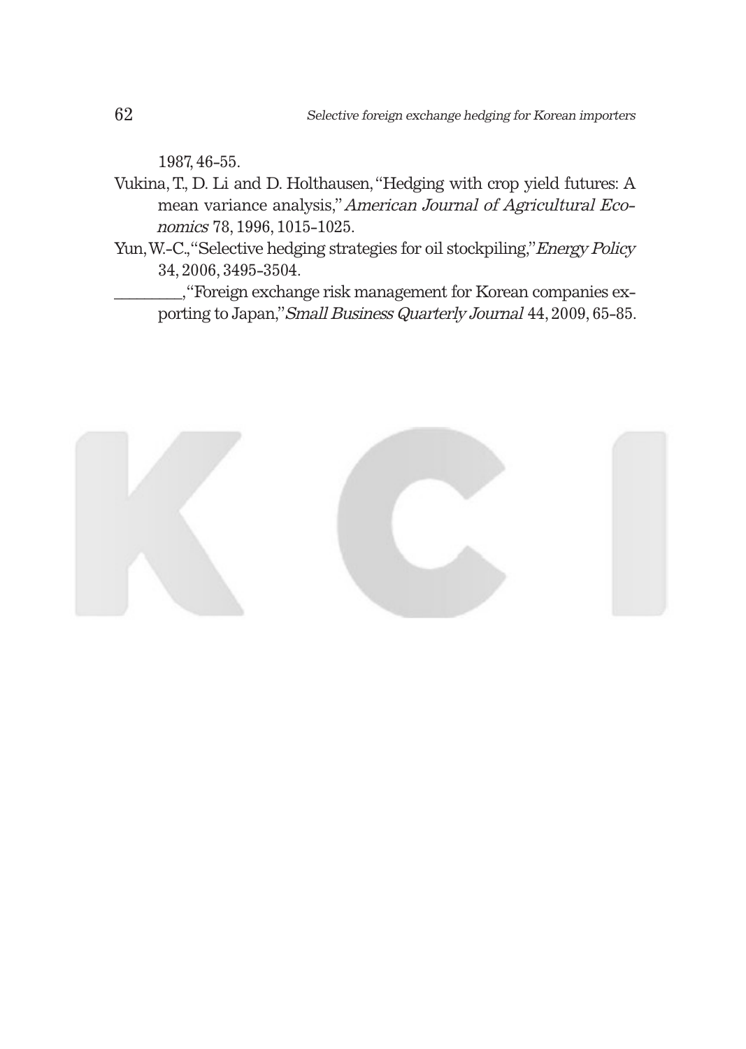1987, 46-55.

Vukina, T., D. Li and D. Holthausen, "Hedging with crop yield futures: A mean variance analysis," *American Journal of Agricultural Economics* 78, 1996, 1015-1025.

Yun, W.-C., "Selective hedging strategies for oil stockpiling," *Energy Policy* 34, 2006, 3495-3504.

________, "Foreign exchange risk management for Korean companies exporting to Japan," *Small Business Quarterly Journal* 44, 2009, 65-85.